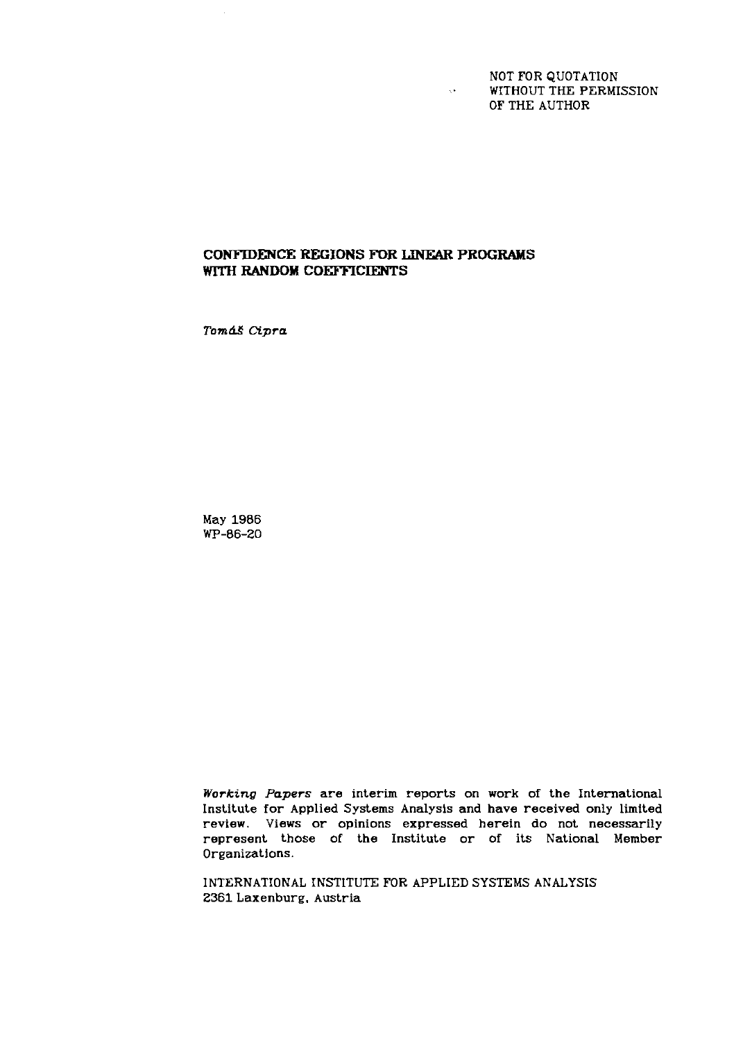NOT FOR QUOTATION
WITHOUT THE PERMISSION
OF THE AUTHOR

# CONFIDENCE REGIONS FOR LINEAR PROGRAMS WITH RANDOM COEFFICIENTS

*Tomáš Cipra*

May 1986
WP-86-20

*Working Papers* are interim reports on work of the International Institute for Applied Systems Analysis and have received only limited review. Views or opinions expressed herein do not necessarily represent those of the Institute or of its National Member Organizations.

INTERNATIONAL INSTITUTE FOR APPLIED SYSTEMS ANALYSIS
2361 Laxenburg, Austria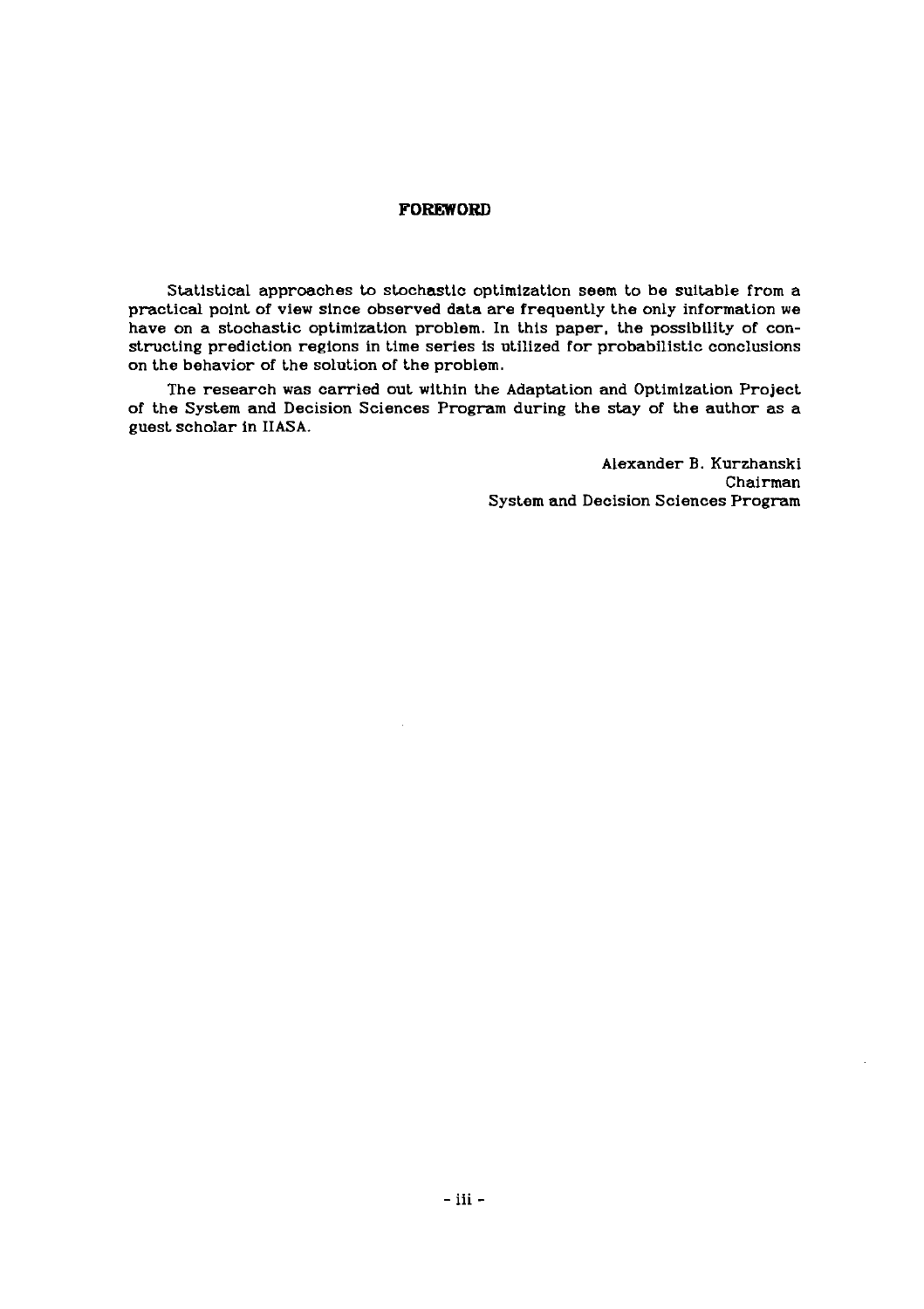## FOREWORD

Statistical approaches to stochastic optimization seem to be suitable from a practical point of view since observed data are frequently the only information we have on a stochastic optimization problem. In this paper, the possibility of constructing prediction regions in time series is utilized for probabilistic conclusions on the behavior of the solution of the problem.

The research was carried out within the Adaptation and Optimization Project of the System and Decision Sciences Program during the stay of the author as a guest scholar in IIASA.

Alexander B. Kurzhanski  
Chairman  
System and Decision Sciences Program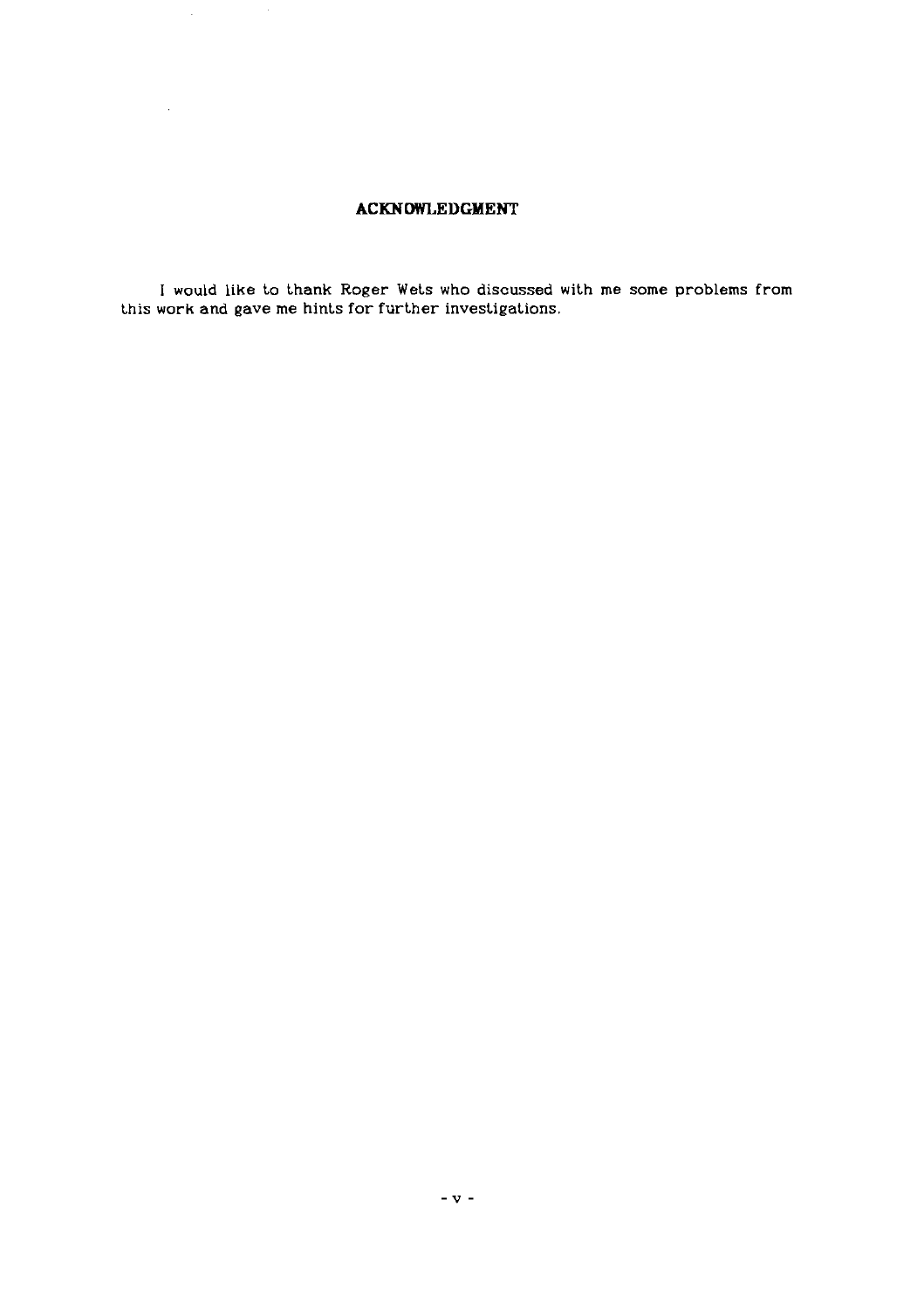## ACKNOWLEDGMENT

I would like to thank Roger Wets who discussed with me some problems from this work and gave me hints for further investigations.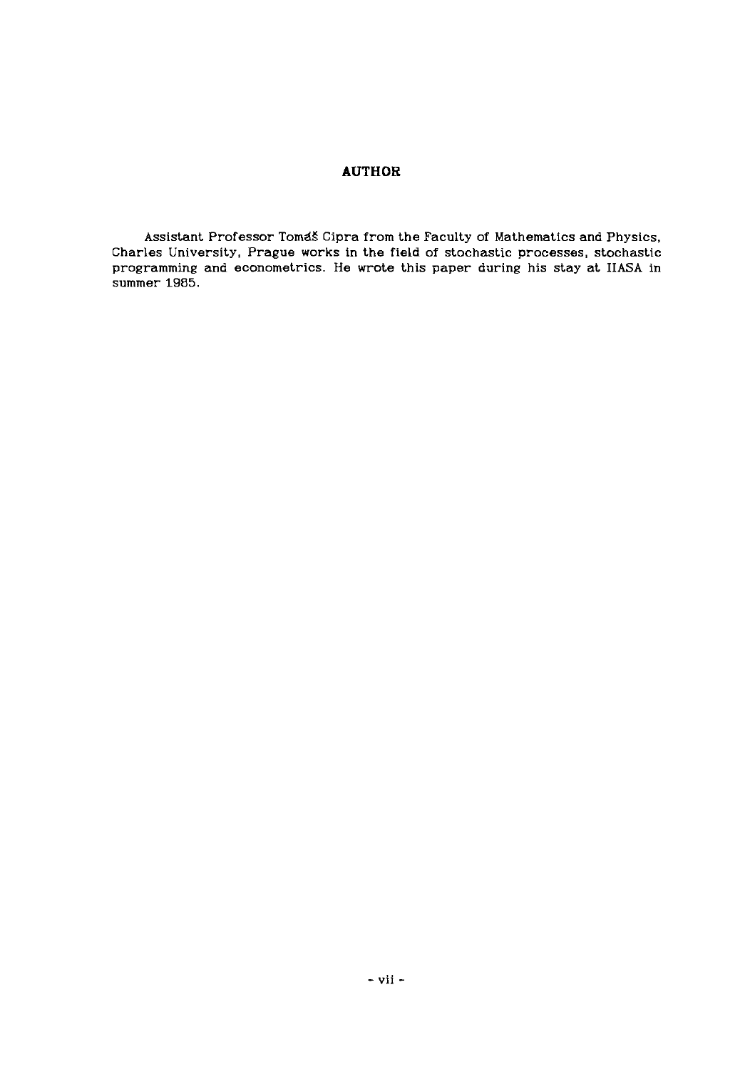## AUTHOR

Assistant Professor Tomáš Cipra from the Faculty of Mathematics and Physics, Charles University, Prague works in the field of stochastic processes, stochastic programming and econometrics. He wrote this paper during his stay at IIASA in summer 1985.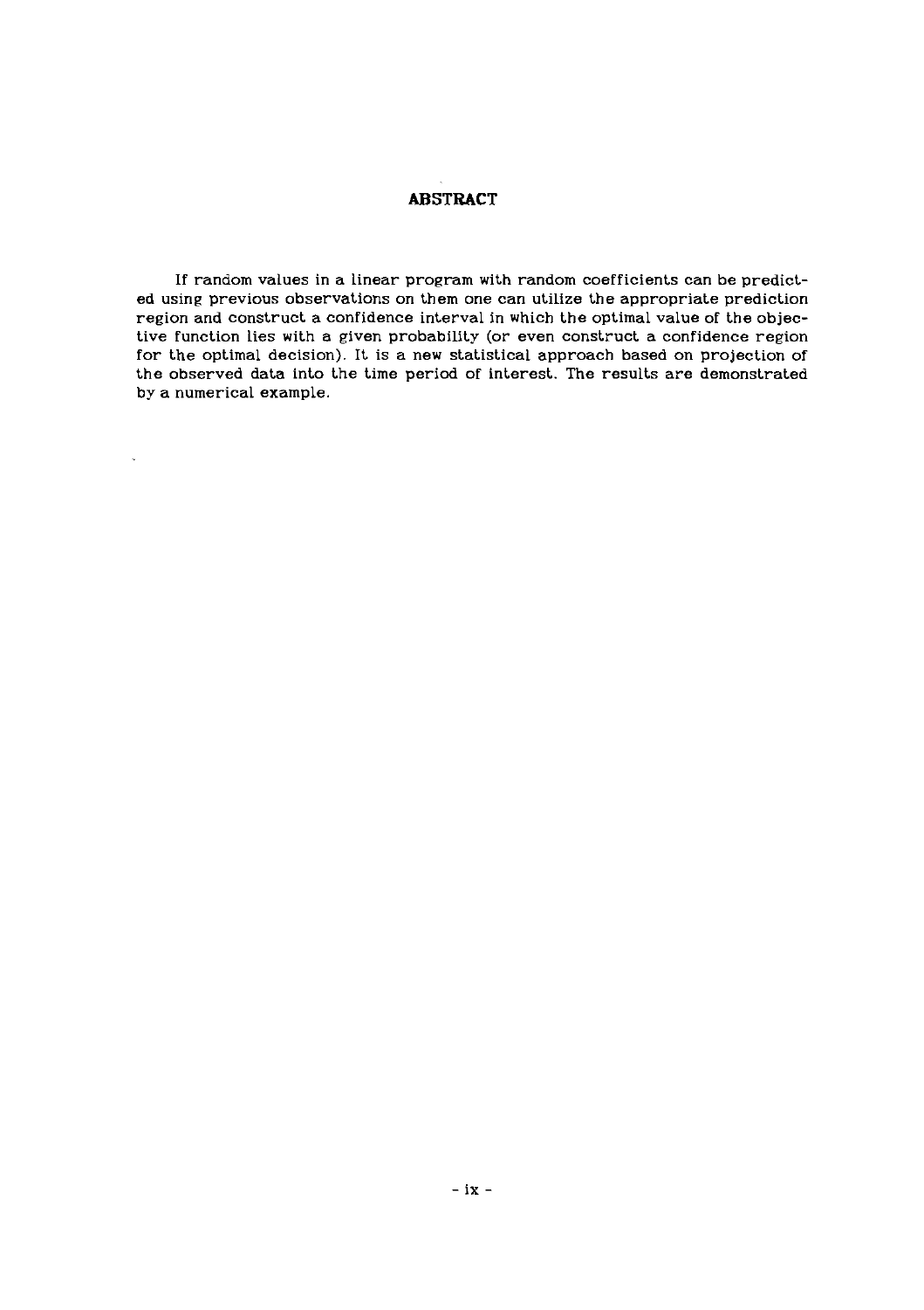# ABSTRACT

If random values in a linear program with random coefficients can be predicted using previous observations on them one can utilize the appropriate prediction region and construct a confidence interval in which the optimal value of the objective function lies with a given probability (or even construct a confidence region for the optimal decision). It is a new statistical approach based on projection of the observed data into the time period of interest. The results are demonstrated by a numerical example.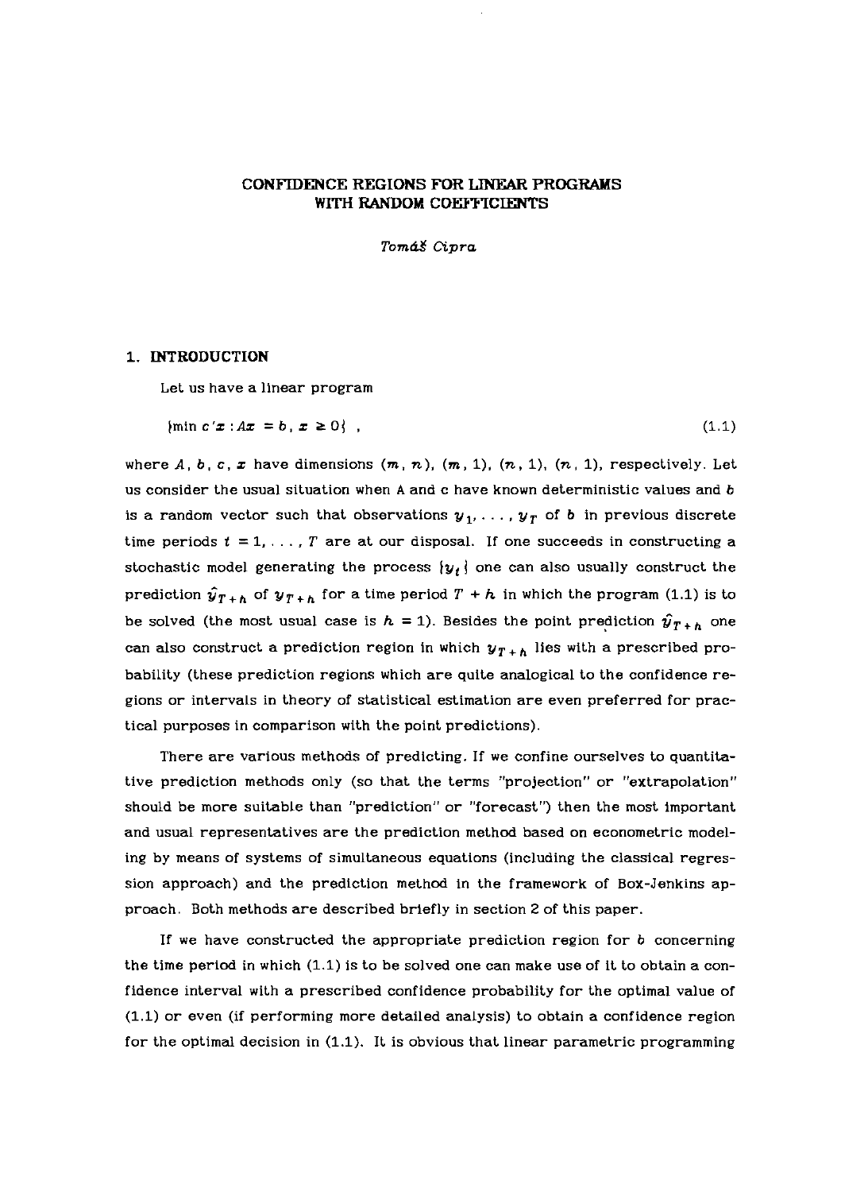# CONFIDENCE REGIONS FOR LINEAR PROGRAMS WITH RANDOM COEFFICIENTS

*Tomáš Cipra*

## 1. INTRODUCTION

Let us have a linear program

$$\{\min c'x : Ax = b,\ x \geq 0\}\ , \tag{1.1}$$

where $A$, $b$, $c$, $x$ have dimensions $(m, n)$, $(m, 1)$, $(n, 1)$, $(n, 1)$, respectively. Let us consider the usual situation when A and c have known deterministic values and $b$ is a random vector such that observations $y_1, \ldots, y_T$ of $b$ in previous discrete time periods $t = 1, \ldots, T$ are at our disposal. If one succeeds in constructing a stochastic model generating the process $\{y_t\}$ one can also usually construct the prediction $\hat{y}_{T+h}$ of $y_{T+h}$ for a time period $T + h$ in which the program (1.1) is to be solved (the most usual case is $h = 1$). Besides the point prediction $\hat{y}_{T+h}$ one can also construct a prediction region in which $y_{T+h}$ lies with a prescribed probability (these prediction regions which are quite analogical to the confidence regions or intervals in theory of statistical estimation are even preferred for practical purposes in comparison with the point predictions).

There are various methods of predicting. If we confine ourselves to quantitative prediction methods only (so that the terms "projection" or "extrapolation" should be more suitable than "prediction" or "forecast") then the most important and usual representatives are the prediction method based on econometric modeling by means of systems of simultaneous equations (including the classical regression approach) and the prediction method in the framework of Box-Jenkins approach. Both methods are described briefly in section 2 of this paper.

If we have constructed the appropriate prediction region for $b$ concerning the time period in which (1.1) is to be solved one can make use of it to obtain a confidence interval with a prescribed confidence probability for the optimal value of (1.1) or even (if performing more detailed analysis) to obtain a confidence region for the optimal decision in (1.1). It is obvious that linear parametric programming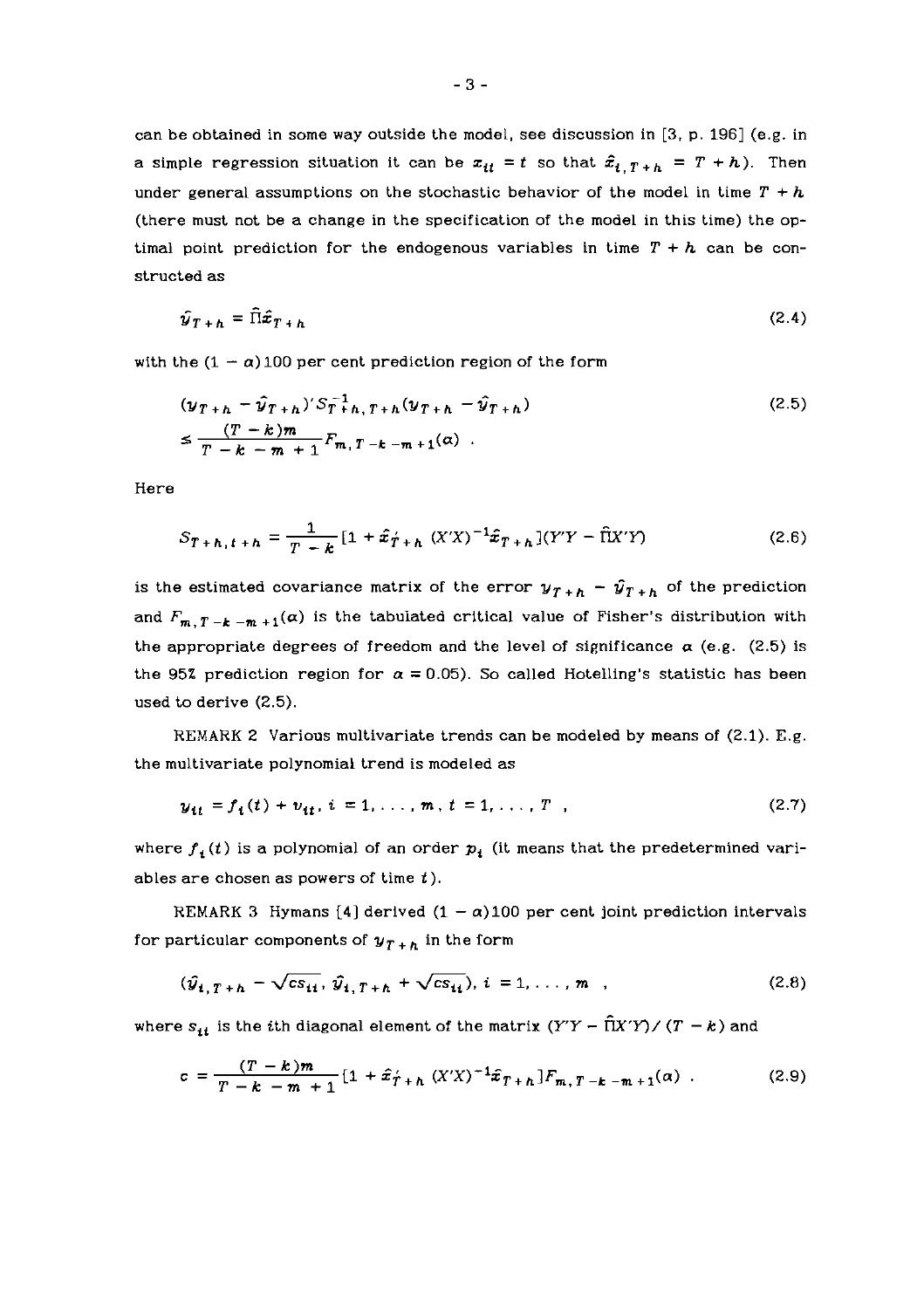can be obtained in some way outside the model, see discussion in [3, p. 196] (e.g. in a simple regression situation it can be $x_{it} = t$ so that $\hat{x}_{i,T+h} = T + h$). Then under general assumptions on the stochastic behavior of the model in time $T + h$ (there must not be a change in the specification of the model in this time) the optimal point prediction for the endogenous variables in time $T + h$ can be constructed as

$$\hat{y}_{T+h} = \hat{\Pi}\hat{x}_{T+h} \tag{2.4}$$

with the $(1 - \alpha)100$ per cent prediction region of the form

$$\begin{aligned}
&(y_{T+h} - \hat{y}_{T+h})' S_{T+h,T+h}^{-1} (y_{T+h} - \hat{y}_{T+h}) \\
&\leq \frac{(T-k)m}{T-k-m+1} F_{m,T-k-m+1}(\alpha) \ .
\end{aligned} \tag{2.5}$$

Here

$$S_{T+h,t+h} = \frac{1}{T-k}[1 + \hat{x}'_{T+h}\,(X'X)^{-1}\hat{x}_{T+h}](Y'Y - \hat{\Pi}X'Y) \tag{2.6}$$

is the estimated covariance matrix of the error $y_{T+h} - \hat{y}_{T+h}$ of the prediction and $F_{m,T-k-m+1}(\alpha)$ is the tabulated critical value of Fisher's distribution with the appropriate degrees of freedom and the level of significance $\alpha$ (e.g. (2.5) is the 95% prediction region for $\alpha = 0.05$). So called Hotelling's statistic has been used to derive (2.5).

REMARK 2 Various multivariate trends can be modeled by means of (2.1). E.g. the multivariate polynomial trend is modeled as

$$y_{it} = f_i(t) + v_{it},\ i = 1, \ldots, m,\ t = 1, \ldots, T \ , \tag{2.7}$$

where $f_i(t)$ is a polynomial of an order $p_i$ (it means that the predetermined variables are chosen as powers of time $t$).

REMARK 3 Hymans [4] derived $(1 - \alpha)100$ per cent joint prediction intervals for particular components of $y_{T+h}$ in the form

$$(\hat{y}_{i,T+h} - \sqrt{cs_{ii}},\ \hat{y}_{i,T+h} + \sqrt{cs_{ii}}),\ i = 1, \ldots, m \ , \tag{2.8}$$

where $s_{ii}$ is the $i$th diagonal element of the matrix $(Y'Y - \hat{\Pi}X'Y)/(T-k)$ and

$$c = \frac{(T-k)m}{T-k-m+1}[1 + \hat{x}'_{T+h}\,(X'X)^{-1}\hat{x}_{T+h}]F_{m,T-k-m+1}(\alpha) \ . \tag{2.9}$$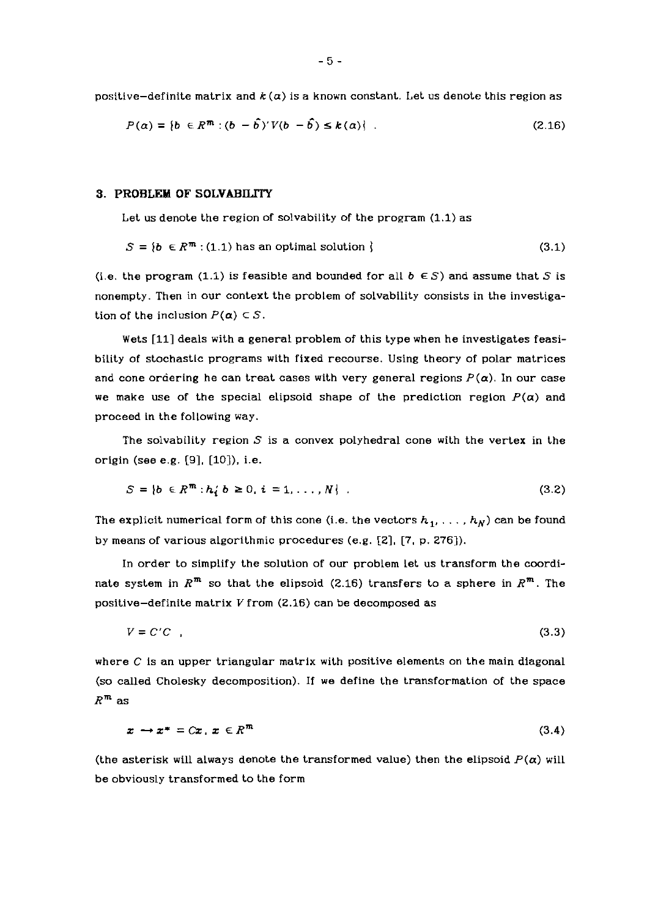positive–definite matrix and $k(\alpha)$ is a known constant. Let us denote this region as

$$P(\alpha) = \{b \in R^m : (b - \hat{b})' V (b - \hat{b}) \le k(\alpha)\} \ . \tag{2.16}$$

## 3. PROBLEM OF SOLVABILITY

Let us denote the region of solvability of the program (1.1) as

$$S = \{b \in R^m : (1.1) \text{ has an optimal solution } \} \tag{3.1}$$

(i.e. the program (1.1) is feasible and bounded for all $b \in S$) and assume that $S$ is nonempty. Then in our context the problem of solvability consists in the investigation of the inclusion $P(\alpha) \subset S$.

Wets [11] deals with a general problem of this type when he investigates feasibility of stochastic programs with fixed recourse. Using theory of polar matrices and cone ordering he can treat cases with very general regions $P(\alpha)$. In our case we make use of the special elipsoid shape of the prediction region $P(\alpha)$ and proceed in the following way.

The solvability region $S$ is a convex polyhedral cone with the vertex in the origin (see e.g. [9], [10]), i.e.

$$S = \{b \in R^m : h_i' b \ge 0, \ i = 1, \dots, N\} \ . \tag{3.2}$$

The explicit numerical form of this cone (i.e. the vectors $h_1, \dots, h_N$) can be found by means of various algorithmic procedures (e.g. [2], [7, p. 276]).

In order to simplify the solution of our problem let us transform the coordinate system in $R^m$ so that the elipsoid (2.16) transfers to a sphere in $R^m$. The positive–definite matrix $V$ from (2.16) can be decomposed as

$$V = C'C \ , \tag{3.3}$$

where $C$ is an upper triangular matrix with positive elements on the main diagonal (so called Cholesky decomposition). If we define the transformation of the space $R^m$ as

$$x \rightarrow x^* = Cx, \ x \in R^m \tag{3.4}$$

(the asterisk will always denote the transformed value) then the elipsoid $P(\alpha)$ will be obviously transformed to the form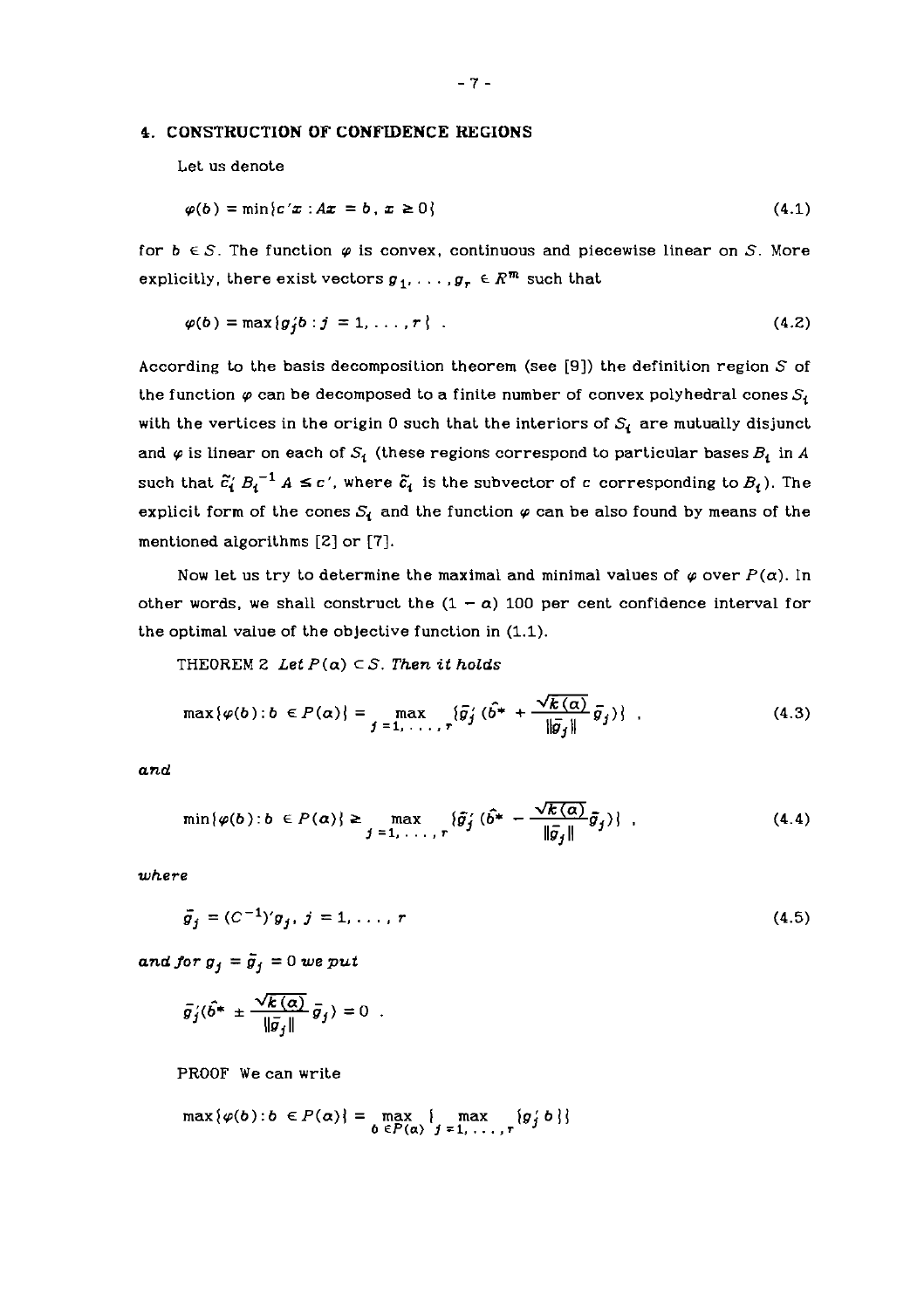## 4. CONSTRUCTION OF CONFIDENCE REGIONS

Let us denote

$$\varphi(b) = \min\{c'x : Ax = b,\ x \geq 0\} \tag{4.1}$$

for $b \in S$. The function $\varphi$ is convex, continuous and piecewise linear on $S$. More explicitly, there exist vectors $g_1, \ldots, g_r \in R^m$ such that

$$\varphi(b) = \max\{g_j'b : j = 1, \ldots, r\} \ . \tag{4.2}$$

According to the basis decomposition theorem (see [9]) the definition region $S$ of the function $\varphi$ can be decomposed to a finite number of convex polyhedral cones $S_i$ with the vertices in the origin 0 such that the interiors of $S_i$ are mutually disjunct and $\varphi$ is linear on each of $S_i$ (these regions correspond to particular bases $B_i$ in $A$ such that $\tilde{c}_i' B_i^{-1} A \leq c'$, where $\tilde{c}_i$ is the subvector of $c$ corresponding to $B_i$). The explicit form of the cones $S_i$ and the function $\varphi$ can be also found by means of the mentioned algorithms [2] or [7].

Now let us try to determine the maximal and minimal values of $\varphi$ over $P(\alpha)$. In other words, we shall construct the $(1 - \alpha)$ 100 per cent confidence interval for the optimal value of the objective function in (1.1).

THEOREM 2 *Let $P(\alpha) \subset S$. Then it holds*

$$\max\{\varphi(b) : b \in P(\alpha)\} = \max_{j=1,\ldots,r} \{\bar{g}_j' (\hat{b}^* + \frac{\sqrt{k(\alpha)}}{\|\bar{g}_j\|} \bar{g}_j)\} \ , \tag{4.3}$$

*and*

$$\min\{\varphi(b) : b \in P(\alpha)\} \geq \max_{j=1,\ldots,r} \{\bar{g}_j' (\hat{b}^* - \frac{\sqrt{k(\alpha)}}{\|\bar{g}_j\|} \bar{g}_j)\} \ , \tag{4.4}$$

*where*

$$\bar{g}_j = (C^{-1})' g_j,\ j = 1, \ldots, r \tag{4.5}$$

*and for $g_j = \bar{g}_j = 0$ we put*

$$\bar{g}_j' (\hat{b}^* \pm \frac{\sqrt{k(\alpha)}}{\|\bar{g}_j\|} \bar{g}_j) = 0 \ .$$

PROOF We can write

$$\max\{\varphi(b) : b \in P(\alpha)\} = \max_{b \in P(\alpha)} \{ \max_{j=1,\ldots,r} \{g_j' b\}\}$$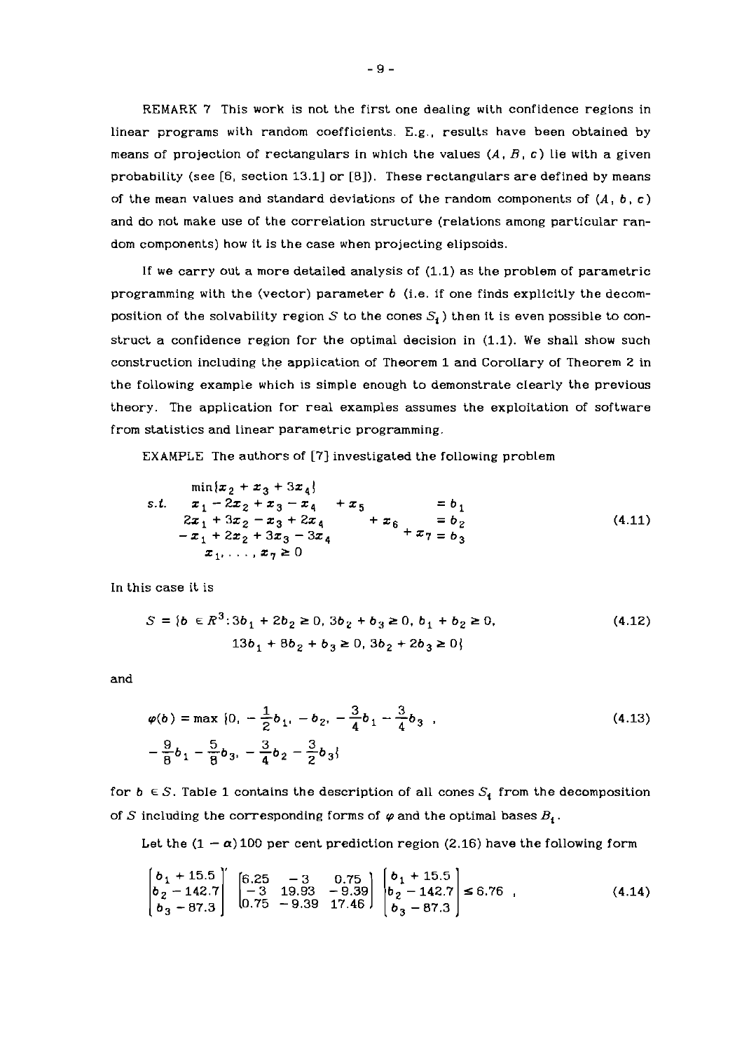REMARK 7 This work is not the first one dealing with confidence regions in linear programs with random coefficients. E.g., results have been obtained by means of projection of rectangulars in which the values $(A, B, c)$ lie with a given probability (see [6, section 13.1] or [8]). These rectangulars are defined by means of the mean values and standard deviations of the random components of $(A, b, c)$ and do not make use of the correlation structure (relations among particular random components) how it is the case when projecting elipsoids.

If we carry out a more detailed analysis of (1.1) as the problem of parametric programming with the (vector) parameter $b$ (i.e. if one finds explicitly the decomposition of the solvability region $S$ to the cones $S_i$) then it is even possible to construct a confidence region for the optimal decision in (1.1). We shall show such construction including the application of Theorem 1 and Corollary of Theorem 2 in the following example which is simple enough to demonstrate clearly the previous theory. The application for real examples assumes the exploitation of software from statistics and linear parametric programming.

EXAMPLE The authors of [7] investigated the following problem

$$
\begin{array}{ll}
 & \min\{x_2 + x_3 + 3x_4\} \\
s.t. & x_1 - 2x_2 + x_3 - x_4 \quad + x_5 \qquad\qquad = b_1 \\
 & 2x_1 + 3x_2 - x_3 + 2x_4 \qquad + x_6 \qquad = b_2 \\
 & -x_1 + 2x_2 + 3x_3 - 3x_4 \qquad\qquad + x_7 = b_3 \\
 & x_1, \ldots, x_7 \geq 0
\end{array}
\tag{4.11}
$$

In this case it is

$$
S = \{b \in R^3 : 3b_1 + 2b_2 \geq 0,\ 3b_2 + b_3 \geq 0,\ b_1 + b_2 \geq 0,\ 13b_1 + 8b_2 + b_3 \geq 0,\ 3b_2 + 2b_3 \geq 0\}
\tag{4.12}
$$

and

$$
\varphi(b) = \max\{0,\ -\frac{1}{2}b_1,\ -b_2,\ -\frac{3}{4}b_1 - \frac{3}{4}b_3\ ,\ -\frac{9}{8}b_1 - \frac{5}{8}b_3,\ -\frac{3}{4}b_2 - \frac{3}{2}b_3\}
\tag{4.13}
$$

for $b \in S$. Table 1 contains the description of all cones $S_i$ from the decomposition of $S$ including the corresponding forms of $\varphi$ and the optimal bases $B_i$.

Let the $(1 - \alpha)100$ per cent prediction region (2.16) have the following form

$$
\begin{bmatrix} b_1 + 15.5 \\ b_2 - 142.7 \\ b_3 - 87.3 \end{bmatrix}' \begin{bmatrix} 6.25 & -3 & 0.75 \\ -3 & 19.93 & -9.39 \\ 0.75 & -9.39 & 17.46 \end{bmatrix} \begin{bmatrix} b_1 + 15.5 \\ b_2 - 142.7 \\ b_3 - 87.3 \end{bmatrix} \leq 6.76\ ,
\tag{4.14}
$$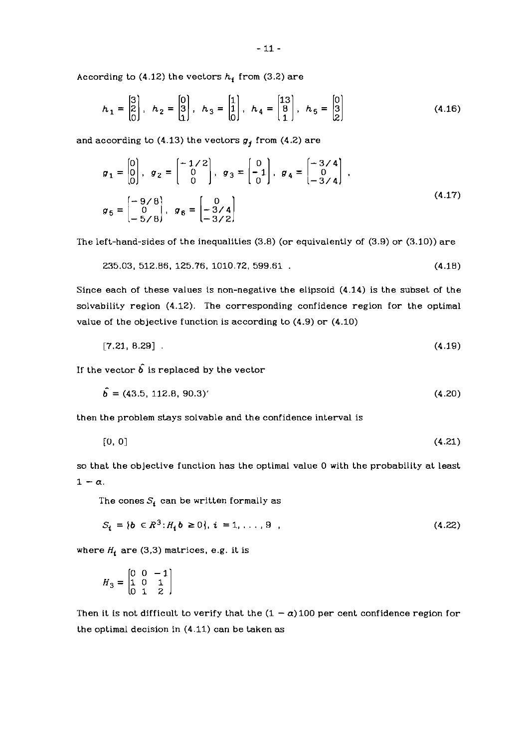According to (4.12) the vectors $h_i$ from (3.2) are

$$h_1 = \begin{bmatrix} 3 \\ 2 \\ 0 \end{bmatrix}, \quad h_2 = \begin{bmatrix} 0 \\ 3 \\ 1 \end{bmatrix}, \quad h_3 = \begin{bmatrix} 1 \\ 1 \\ 0 \end{bmatrix}, \quad h_4 = \begin{bmatrix} 13 \\ 8 \\ 1 \end{bmatrix}, \quad h_5 = \begin{bmatrix} 0 \\ 3 \\ 2 \end{bmatrix} \tag{4.16}$$

and according to (4.13) the vectors $g_j$ from (4.2) are

$$g_1 = \begin{bmatrix} 0 \\ 0 \\ 0 \end{bmatrix}, \quad g_2 = \begin{bmatrix} -1/2 \\ 0 \\ 0 \end{bmatrix}, \quad g_3 = \begin{bmatrix} 0 \\ -1 \\ 0 \end{bmatrix}, \quad g_4 = \begin{bmatrix} -3/4 \\ 0 \\ -3/4 \end{bmatrix},$$
$$g_5 = \begin{bmatrix} -9/8 \\ 0 \\ -5/8 \end{bmatrix}, \quad g_6 = \begin{bmatrix} 0 \\ -3/4 \\ -3/2 \end{bmatrix} \tag{4.17}$$

The left-hand-sides of the inequalities (3.8) (or equivalently of (3.9) or (3.10)) are

$$235.03, \; 512.86, \; 125.76, \; 1010.72, \; 599.61 \; . \tag{4.18}$$

Since each of these values is non-negative the elipsoid (4.14) is the subset of the solvability region (4.12). The corresponding confidence region for the optimal value of the objective function is according to (4.9) or (4.10)

$$[7.21, \; 8.29] \; . \tag{4.19}$$

If the vector $\hat{b}$ is replaced by the vector

$$\hat{b} = (43.5, \; 112.8, \; 90.3)' \tag{4.20}$$

then the problem stays solvable and the confidence interval is

$$[0, \; 0] \tag{4.21}$$

so that the objective function has the optimal value 0 with the probability at least $1 - \alpha$.

The cones $S_i$ can be written formally as

$$S_i = \{b \in R^3 : H_i b \geq 0\}, \; i = 1, \ldots, 9 \; , \tag{4.22}$$

where $H_i$ are (3,3) matrices, e.g. it is

$$H_3 = \begin{bmatrix} 0 & 0 & -1 \\ 1 & 0 & 1 \\ 0 & 1 & 2 \end{bmatrix}$$

Then it is not difficult to verify that the $(1 - \alpha)100$ per cent confidence region for the optimal decision in (4.11) can be taken as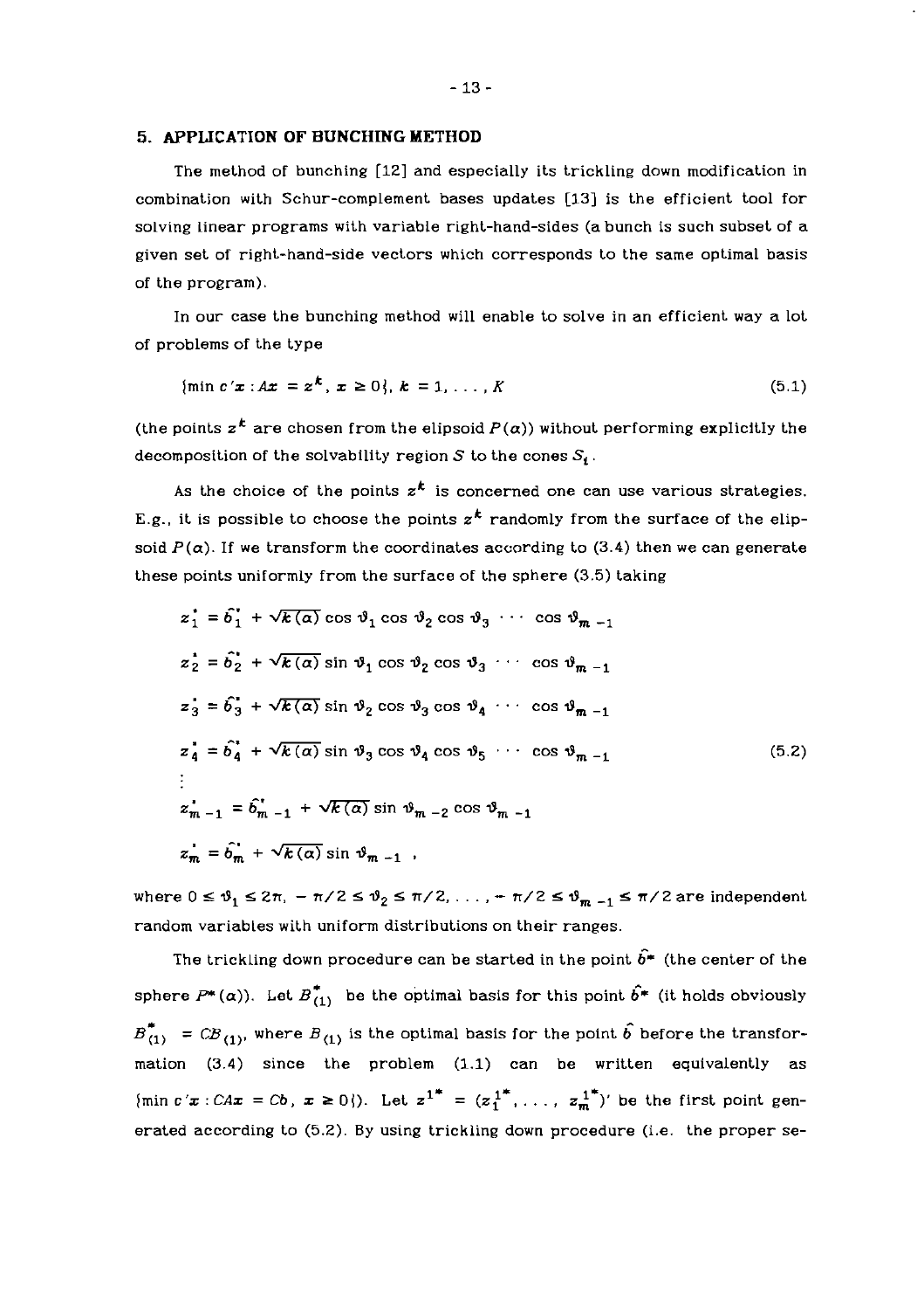## 5. APPLICATION OF BUNCHING METHOD

The method of bunching [12] and especially its trickling down modification in combination with Schur-complement bases updates [13] is the efficient tool for solving linear programs with variable right-hand-sides (a bunch is such subset of a given set of right-hand-side vectors which corresponds to the same optimal basis of the program).

In our case the bunching method will enable to solve in an efficient way a lot of problems of the type

$$\{\min c'x : Ax = z^k,\ x \geq 0\},\ k = 1, \ldots, K \tag{5.1}$$

(the points $z^k$ are chosen from the elipsoid $P(\alpha)$) without performing explicitly the decomposition of the solvability region $S$ to the cones $S_i$.

As the choice of the points $z^k$ is concerned one can use various strategies. E.g., it is possible to choose the points $z^k$ randomly from the surface of the elipsoid $P(\alpha)$. If we transform the coordinates according to (3.4) then we can generate these points uniformly from the surface of the sphere (3.5) taking

$$
\begin{aligned}
z_1^* &= \hat{b}_1^* + \sqrt{k(\alpha)}\cos\vartheta_1 \cos\vartheta_2 \cos\vartheta_3 \cdots \cos\vartheta_{m-1} \\
z_2^* &= \hat{b}_2^* + \sqrt{k(\alpha)}\sin\vartheta_1 \cos\vartheta_2 \cos\vartheta_3 \cdots \cos\vartheta_{m-1} \\
z_3^* &= \hat{b}_3^* + \sqrt{k(\alpha)}\sin\vartheta_2 \cos\vartheta_3 \cos\vartheta_4 \cdots \cos\vartheta_{m-1} \\
z_4^* &= \hat{b}_4^* + \sqrt{k(\alpha)}\sin\vartheta_3 \cos\vartheta_4 \cos\vartheta_5 \cdots \cos\vartheta_{m-1} \\
&\vdots \\
z_{m-1}^* &= \hat{b}_{m-1}^* + \sqrt{k(\alpha)}\sin\vartheta_{m-2} \cos\vartheta_{m-1} \\
z_m^* &= \hat{b}_m^* + \sqrt{k(\alpha)}\sin\vartheta_{m-1}\ ,
\end{aligned}
\tag{5.2}
$$

where $0 \leq \vartheta_1 \leq 2\pi,\ -\pi/2 \leq \vartheta_2 \leq \pi/2, \ldots, -\pi/2 \leq \vartheta_{m-1} \leq \pi/2$ are independent random variables with uniform distributions on their ranges.

The trickling down procedure can be started in the point $\hat{b}^*$ (the center of the sphere $P^*(\alpha)$). Let $B_{(1)}^*$ be the optimal basis for this point $\hat{b}^*$ (it holds obviously $B_{(1)}^* = CB_{(1)}$, where $B_{(1)}$ is the optimal basis for the point $\hat{b}$ before the transformation (3.4) since the problem (1.1) can be written equivalently as $\{\min c'x : CAx = Cb,\ x \geq 0\}$). Let $z^{1*} = (z_1^{1*}, \ldots, z_m^{1*})'$ be the first point generated according to (5.2). By using trickling down procedure (i.e. the proper se-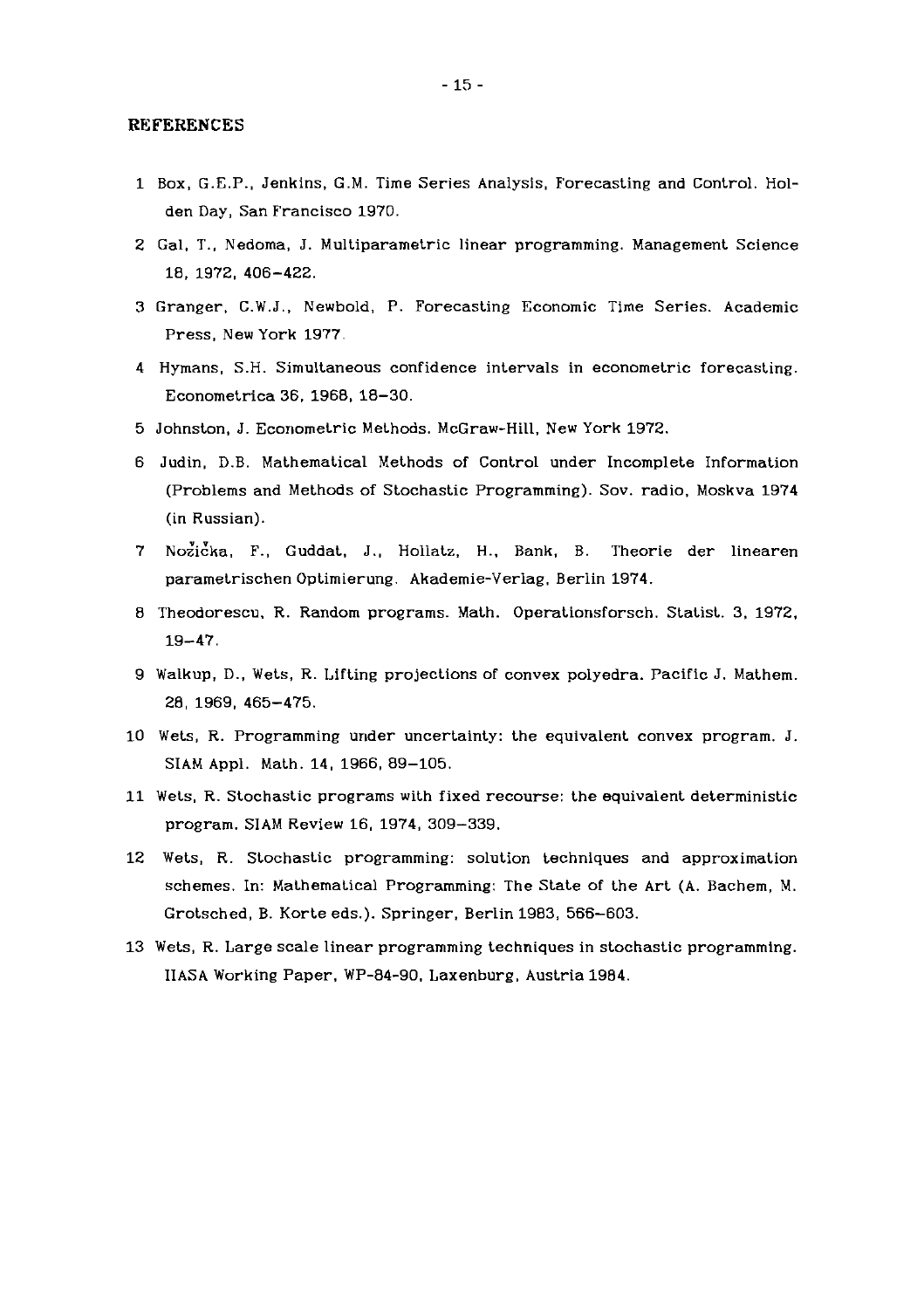## REFERENCES

1. Box, G.E.P., Jenkins, G.M. Time Series Analysis, Forecasting and Control. Holden Day, San Francisco 1970.
2. Gal, T., Nedoma, J. Multiparametric linear programming. Management Science 18, 1972, 406–422.
3. Granger, C.W.J., Newbold, P. Forecasting Economic Time Series. Academic Press, New York 1977.
4. Hymans, S.H. Simultaneous confidence intervals in econometric forecasting. Econometrica 36, 1968, 18–30.
5. Johnston, J. Econometric Methods. McGraw-Hill, New York 1972.
6. Judin, D.B. Mathematical Methods of Control under Incomplete Information (Problems and Methods of Stochastic Programming). Sov. radio, Moskva 1974 (in Russian).
7. Nožička, F., Guddat, J., Hollatz, H., Bank, B. Theorie der linearen parametrischen Optimierung. Akademie-Verlag, Berlin 1974.
8. Theodorescu, R. Random programs. Math. Operationsforsch. Statist. 3, 1972, 19–47.
9. Walkup, D., Wets, R. Lifting projections of convex polyedra. Pacific J. Mathem. 28, 1969, 465–475.
10. Wets, R. Programming under uncertainty: the equivalent convex program. J. SIAM Appl. Math. 14, 1966, 89–105.
11. Wets, R. Stochastic programs with fixed recourse: the equivalent deterministic program. SIAM Review 16, 1974, 309–339.
12. Wets, R. Stochastic programming: solution techniques and approximation schemes. In: Mathematical Programming: The State of the Art (A. Bachem, M. Grotsched, B. Korte eds.). Springer, Berlin 1983, 566–603.
13. Wets, R. Large scale linear programming techniques in stochastic programming. IIASA Working Paper, WP-84-90, Laxenburg, Austria 1984.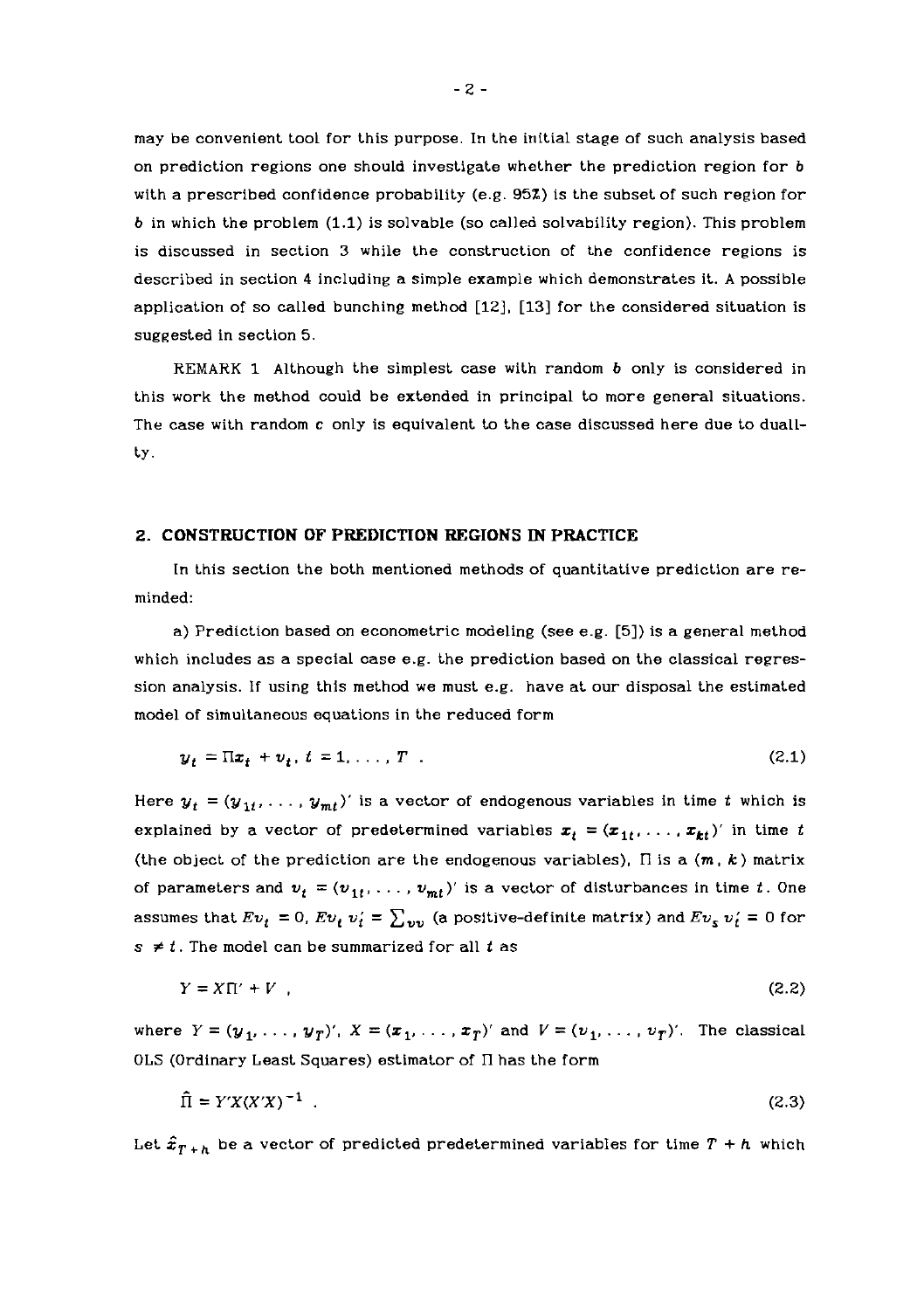may be convenient tool for this purpose. In the initial stage of such analysis based on prediction regions one should investigate whether the prediction region for $b$ with a prescribed confidence probability (e.g. 95%) is the subset of such region for $b$ in which the problem (1.1) is solvable (so called solvability region). This problem is discussed in section 3 while the construction of the confidence regions is described in section 4 including a simple example which demonstrates it. A possible application of so called bunching method [12], [13] for the considered situation is suggested in section 5.

REMARK 1 Although the simplest case with random $b$ only is considered in this work the method could be extended in principal to more general situations. The case with random $c$ only is equivalent to the case discussed here due to duality.

## 2. CONSTRUCTION OF PREDICTION REGIONS IN PRACTICE

In this section the both mentioned methods of quantitative prediction are reminded:

a) Prediction based on econometric modeling (see e.g. [5]) is a general method which includes as a special case e.g. the prediction based on the classical regression analysis. If using this method we must e.g. have at our disposal the estimated model of simultaneous equations in the reduced form

$$y_t = \Pi x_t + v_t , \; t = 1, \ldots , T \; . \tag{2.1}$$

Here $y_t = (y_{1t}, \ldots , y_{mt})'$ is a vector of endogenous variables in time $t$ which is explained by a vector of predetermined variables $x_t = (x_{1t}, \ldots , x_{kt})'$ in time $t$ (the object of the prediction are the endogenous variables), $\Pi$ is a $(m, k)$ matrix of parameters and $v_t = (v_{1t}, \ldots , v_{mt})'$ is a vector of disturbances in time $t$. One assumes that $Ev_t = 0$, $Ev_t v_t' = \sum_{vv}$ (a positive-definite matrix) and $Ev_s v_t' = 0$ for $s \neq t$. The model can be summarized for all $t$ as

$$Y = X\Pi' + V \; , \tag{2.2}$$

where $Y = (y_1, \ldots , y_T)'$, $X = (x_1, \ldots , x_T)'$ and $V = (v_1, \ldots , v_T)'$. The classical OLS (Ordinary Least Squares) estimator of $\Pi$ has the form

$$\hat{\Pi} = Y'X(X'X)^{-1} \; . \tag{2.3}$$

Let $\hat{x}_{T+h}$ be a vector of predicted predetermined variables for time $T + h$ which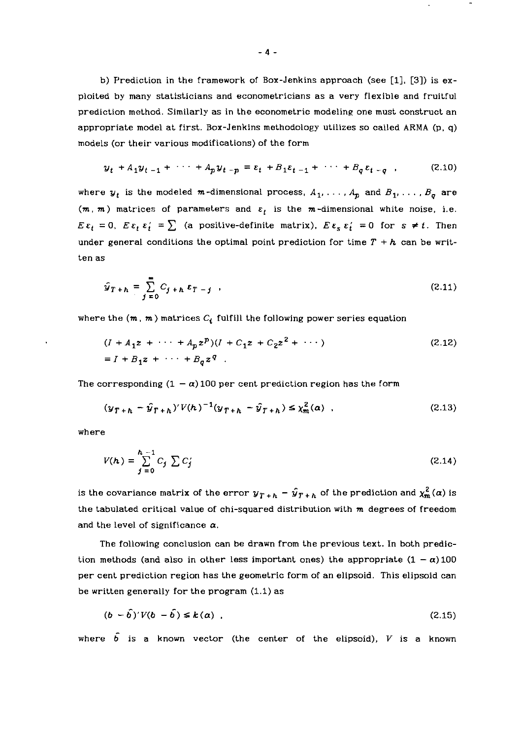b) Prediction in the framework of Box-Jenkins approach (see [1], [3]) is exploited by many statisticians and econometricians as a very flexible and fruitful prediction method. Similarly as in the econometric modeling one must construct an appropriate model at first. Box-Jenkins methodology utilizes so called ARMA (p, q) models (or their various modifications) of the form

$$y_t + A_1 y_{t-1} + \cdots + A_p y_{t-p} = \varepsilon_t + B_1 \varepsilon_{t-1} + \cdots + B_q \varepsilon_{t-q} \ , \tag{2.10}$$

where $y_t$ is the modeled $m$-dimensional process, $A_1, \ldots, A_p$ and $B_1, \ldots, B_q$ are $(m, m)$ matrices of parameters and $\varepsilon_t$ is the $m$-dimensional white noise, i.e. $E\varepsilon_t = 0$, $E\varepsilon_t \varepsilon_t' = \sum$ (a positive-definite matrix), $E\varepsilon_s \varepsilon_t' = 0$ for $s \neq t$. Then under general conditions the optimal point prediction for time $T + h$ can be written as

$$\hat{y}_{T+h} = \sum_{j=0}^{\infty} C_{j+h} \varepsilon_{T-j} \ , \tag{2.11}$$

where the $(m, m)$ matrices $C_i$ fulfill the following power series equation

$$\begin{aligned} &(I + A_1 z + \cdots + A_p z^p)(I + C_1 z + C_2 z^2 + \cdots) \\ &= I + B_1 z + \cdots + B_q z^q \ . \end{aligned} \tag{2.12}$$

The corresponding $(1 - \alpha)100$ per cent prediction region has the form

$$(y_{T+h} - \hat{y}_{T+h})' V(h)^{-1} (y_{T+h} - \hat{y}_{T+h}) \leq \chi_m^2(\alpha) \ , \tag{2.13}$$

where

$$V(h) = \sum_{j=0}^{h-1} C_j \sum C_j' \tag{2.14}$$

is the covariance matrix of the error $y_{T+h} - \hat{y}_{T+h}$ of the prediction and $\chi_m^2(\alpha)$ is the tabulated critical value of chi-squared distribution with $m$ degrees of freedom and the level of significance $\alpha$.

The following conclusion can be drawn from the previous text. In both prediction methods (and also in other less important ones) the appropriate $(1 - \alpha)100$ per cent prediction region has the geometric form of an elipsoid. This elipsoid can be written generally for the program (1.1) as

$$(b - \hat{b})' V (b - \hat{b}) \leq k(\alpha) \ , \tag{2.15}$$

where $\hat{b}$ is a known vector (the center of the elipsoid), $V$ is a known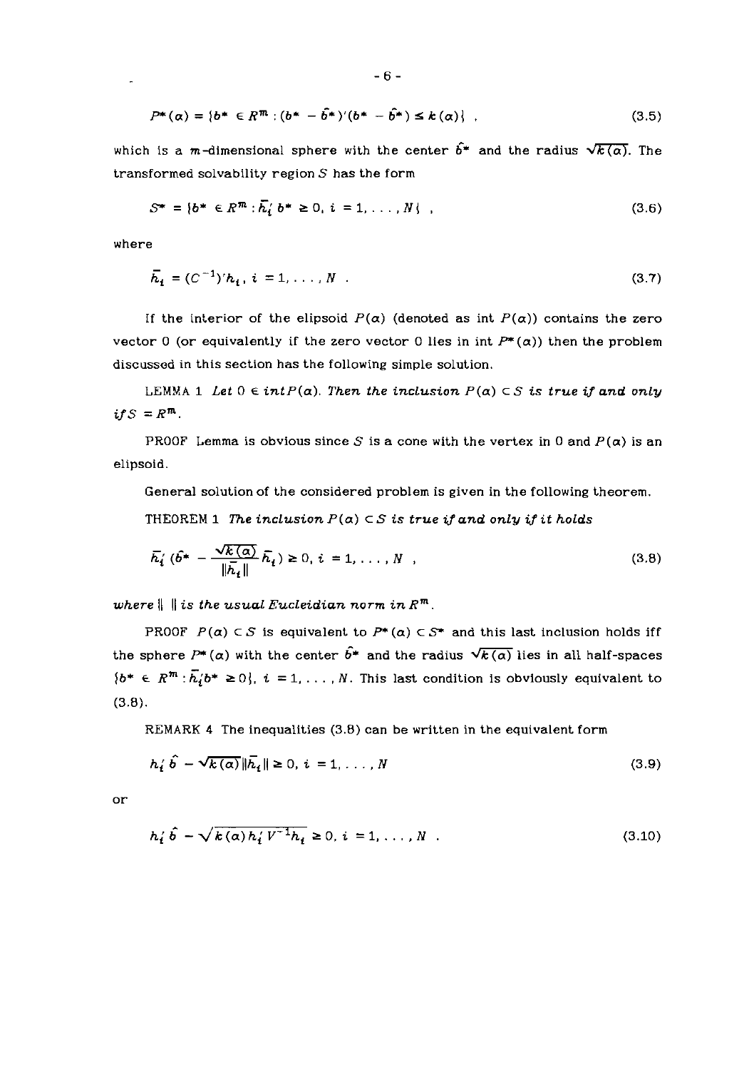$$P^*(\alpha) = \{b^* \in R^m : (b^* - \hat{b}^*)'(b^* - \hat{b}^*) \leq k(\alpha)\} \ , \tag{3.5}$$

which is a $m$-dimensional sphere with the center $\hat{b}^*$ and the radius $\sqrt{k(\alpha)}$. The transformed solvability region $S$ has the form

$$S^* = \{b^* \in R^m : \bar{h}_i' \, b^* \geq 0, \ i = 1, \ldots, N\} \ , \tag{3.6}$$

where

$$\bar{h}_i = (C^{-1})' h_i, \ i = 1, \ldots, N \ . \tag{3.7}$$

If the interior of the elipsoid $P(\alpha)$ (denoted as int $P(\alpha)$) contains the zero vector 0 (or equivalently if the zero vector 0 lies in int $P^*(\alpha)$) then the problem discussed in this section has the following simple solution.

LEMMA 1 *Let* $0 \in int P(\alpha)$. *Then the inclusion* $P(\alpha) \subset S$ *is true if and only if* $S = R^m$.

PROOF Lemma is obvious since $S$ is a cone with the vertex in 0 and $P(\alpha)$ is an elipsoid.

General solution of the considered problem is given in the following theorem.

THEOREM 1 *The inclusion* $P(\alpha) \subset S$ *is true if and only if it holds*

$$\bar{h}_i' \left(\hat{b}^* - \frac{\sqrt{k(\alpha)}}{\|\bar{h}_i\|} \bar{h}_i\right) \geq 0, \ i = 1, \ldots, N \ , \tag{3.8}$$

*where* $\| \ \|$ *is the usual Eucleidian norm in* $R^m$.

PROOF $P(\alpha) \subset S$ is equivalent to $P^*(\alpha) \subset S^*$ and this last inclusion holds iff the sphere $P^*(\alpha)$ with the center $\hat{b}^*$ and the radius $\sqrt{k(\alpha)}$ lies in all half-spaces $\{b^* \in R^m : \bar{h}_i' b^* \geq 0\}$, $i = 1, \ldots, N$. This last condition is obviously equivalent to (3.8).

REMARK 4 The inequalities (3.8) can be written in the equivalent form

$$h_i' \hat{b} - \sqrt{k(\alpha)} \|\bar{h}_i\| \geq 0, \ i = 1, \ldots, N \tag{3.9}$$

or

$$h_i' \hat{b} - \sqrt{k(\alpha) h_i' V^{-1} h_i} \geq 0, \ i = 1, \ldots, N \ . \tag{3.10}$$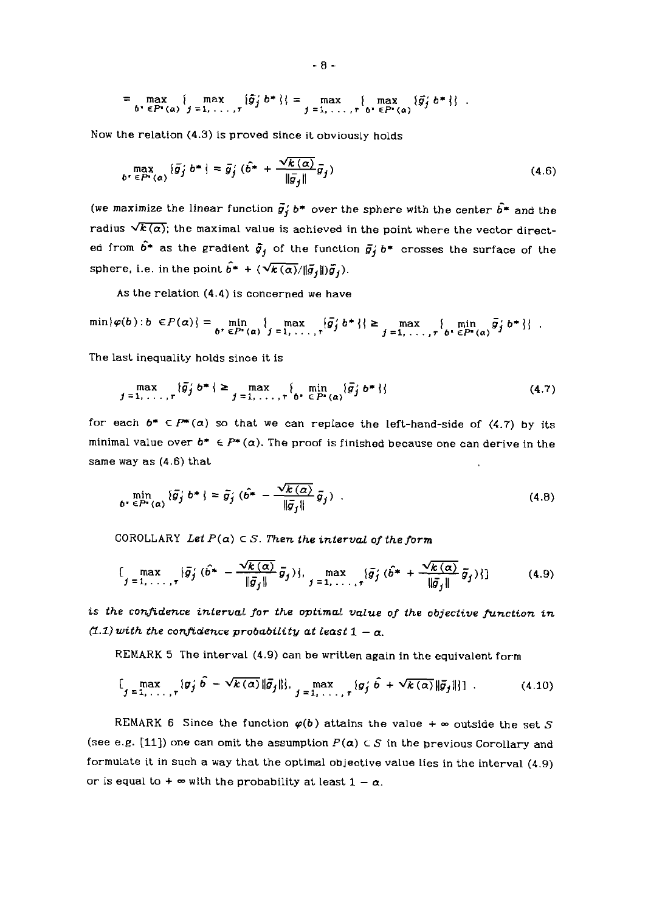$$= \max_{b^* \in P^*(\alpha)} \{ \max_{j=1,\dots,r} \{\bar{g}_j' b^* \}\} = \max_{j=1,\dots,r} \{ \max_{b^* \in P^*(\alpha)} \{\bar{g}_j' b^* \}\} .$$

Now the relation (4.3) is proved since it obviously holds

$$\max_{b^* \in P^*(\alpha)} \{\bar{g}_j' b^* \} = \bar{g}_j' (\hat{b}^* + \frac{\sqrt{k(\alpha)}}{\|\bar{g}_j\|} \bar{g}_j) \tag{4.6}$$

(we maximize the linear function $\bar{g}_j' b^*$ over the sphere with the center $\hat{b}^*$ and the radius $\sqrt{k(\alpha)}$; the maximal value is achieved in the point where the vector directed from $\hat{b}^*$ as the gradient $\bar{g}_j$ of the function $\bar{g}_j' b^*$ crosses the surface of the sphere, i.e. in the point $\hat{b}^* + (\sqrt{k(\alpha)}/\|\bar{g}_j\|)\bar{g}_j$).

As the relation (4.4) is concerned we have

$$\min\{\varphi(b) : b \in P(\alpha)\} = \min_{b^* \in P^*(\alpha)} \{ \max_{j=1,\dots,r} \{\bar{g}_j' b^* \}\} \geq \max_{j=1,\dots,r} \{ \min_{b^* \in P^*(\alpha)} \bar{g}_j' b^* \}\} .$$

The last inequality holds since it is

$$\max_{j=1,\dots,r} \{\bar{g}_j' b^* \} \geq \max_{j=1,\dots,r} \{ \min_{b^* \in P^*(\alpha)} \{\bar{g}_j' b^* \}\} \tag{4.7}$$

for each $b^* \subset P^*(\alpha)$ so that we can replace the left-hand-side of (4.7) by its minimal value over $b^* \in P^*(\alpha)$. The proof is finished because one can derive in the same way as (4.6) that

$$\min_{b^* \in P^*(\alpha)} \{\bar{g}_j' b^* \} = \bar{g}_j' (\hat{b}^* - \frac{\sqrt{k(\alpha)}}{\|\bar{g}_j\|} \bar{g}_j) . \tag{4.8}$$

COROLLARY *Let $P(\alpha) \subset S$. Then the interval of the form*

$$[\max_{j=1,\dots,r} \{\bar{g}_j' (\hat{b}^* - \frac{\sqrt{k(\alpha)}}{\|\bar{g}_j\|} \bar{g}_j)\}, \max_{j=1,\dots,r} \{\bar{g}_j' (\hat{b}^* + \frac{\sqrt{k(\alpha)}}{\|\bar{g}_j\|} \bar{g}_j)\}] \tag{4.9}$$

*is the confidence interval for the optimal value of the objective function in (1.1) with the confidence probability at least $1 - \alpha$.*

REMARK 5 The interval (4.9) can be written again in the equivalent form

$$[\max_{j=1,\dots,r} \{g_j' \hat{b} - \sqrt{k(\alpha)} \|\bar{g}_j\|\}, \max_{j=1,\dots,r} \{g_j' \hat{b} + \sqrt{k(\alpha)} \|\bar{g}_j\|\}] . \tag{4.10}$$

REMARK 6 Since the function $\varphi(b)$ attains the value $+\infty$ outside the set $S$ (see e.g. [11]) one can omit the assumption $P(\alpha) \subset S$ in the previous Corollary and formulate it in such a way that the optimal objective value lies in the interval (4.9) or is equal to $+\infty$ with the probability at least $1 - \alpha$.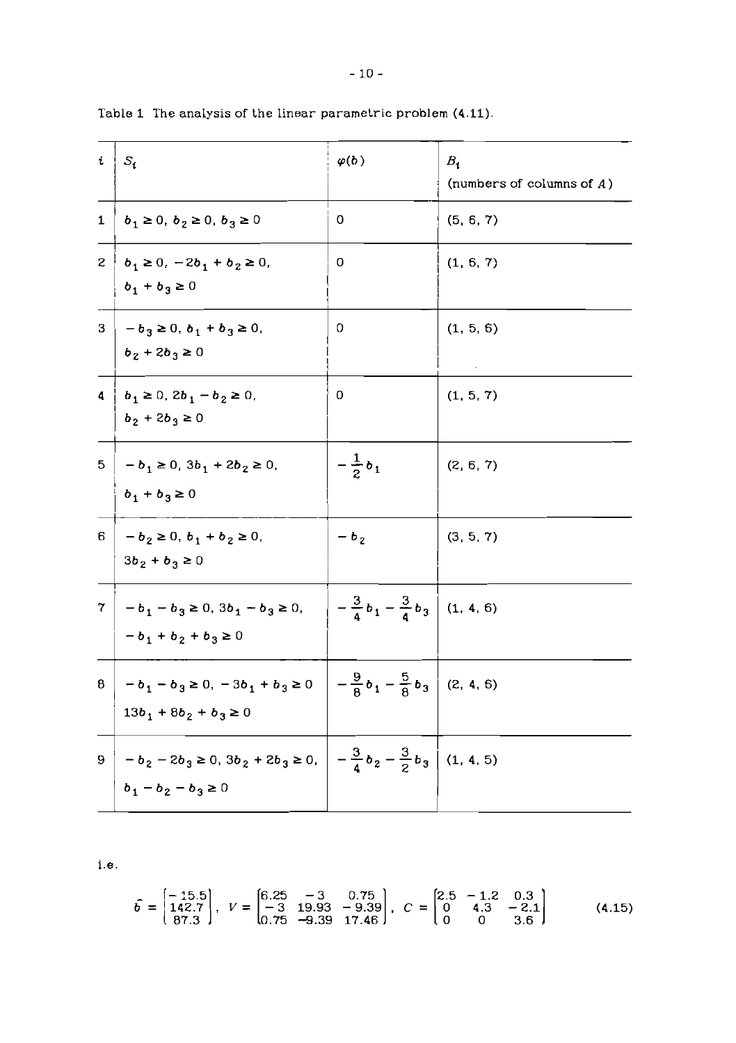Table 1 The analysis of the linear parametric problem (4.11).

| $i$ | $S_i$ | $\varphi(b)$ | $B_i$ (numbers of columns of $A$) |
|---|---|---|---|
| 1 | $b_1 \geq 0,\ b_2 \geq 0,\ b_3 \geq 0$ | 0 | (5, 6, 7) |
| 2 | $b_1 \geq 0,\ -2b_1 + b_2 \geq 0,$ $b_1 + b_3 \geq 0$ | 0 | (1, 6, 7) |
| 3 | $-b_3 \geq 0,\ b_1 + b_3 \geq 0,$ $b_2 + 2b_3 \geq 0$ | 0 | (1, 5, 6) |
| 4 | $b_1 \geq 0,\ 2b_1 - b_2 \geq 0,$ $b_2 + 2b_3 \geq 0$ | 0 | (1, 5, 7) |
| 5 | $-b_1 \geq 0,\ 3b_1 + 2b_2 \geq 0,$ $b_1 + b_3 \geq 0$ | $-\frac{1}{2}b_1$ | (2, 6, 7) |
| 6 | $-b_2 \geq 0,\ b_1 + b_2 \geq 0,$ $3b_2 + b_3 \geq 0$ | $-b_2$ | (3, 5, 7) |
| 7 | $-b_1 - b_3 \geq 0,\ 3b_1 - b_3 \geq 0,$ $-b_1 + b_2 + b_3 \geq 0$ | $-\frac{3}{4}b_1 - \frac{3}{4}b_3$ | (1, 4, 6) |
| 8 | $-b_1 - b_3 \geq 0,\ -3b_1 + b_3 \geq 0$ $13b_1 + 8b_2 + b_3 \geq 0$ | $-\frac{9}{8}b_1 - \frac{5}{8}b_3$ | (2, 4, 6) |
| 9 | $-b_2 - 2b_3 \geq 0,\ 3b_2 + 2b_3 \geq 0,$ $b_1 - b_2 - b_3 \geq 0$ | $-\frac{3}{4}b_2 - \frac{3}{2}b_3$ | (1, 4, 5) |

i.e.

$$\hat{b} = \begin{bmatrix} -15.5 \\ 142.7 \\ 87.3 \end{bmatrix},\quad V = \begin{bmatrix} 6.25 & -3 & 0.75 \\ -3 & 19.93 & -9.39 \\ 0.75 & -9.39 & 17.46 \end{bmatrix},\quad C = \begin{bmatrix} 2.5 & -1.2 & 0.3 \\ 0 & 4.3 & -2.1 \\ 0 & 0 & 3.6 \end{bmatrix} \tag{4.15}$$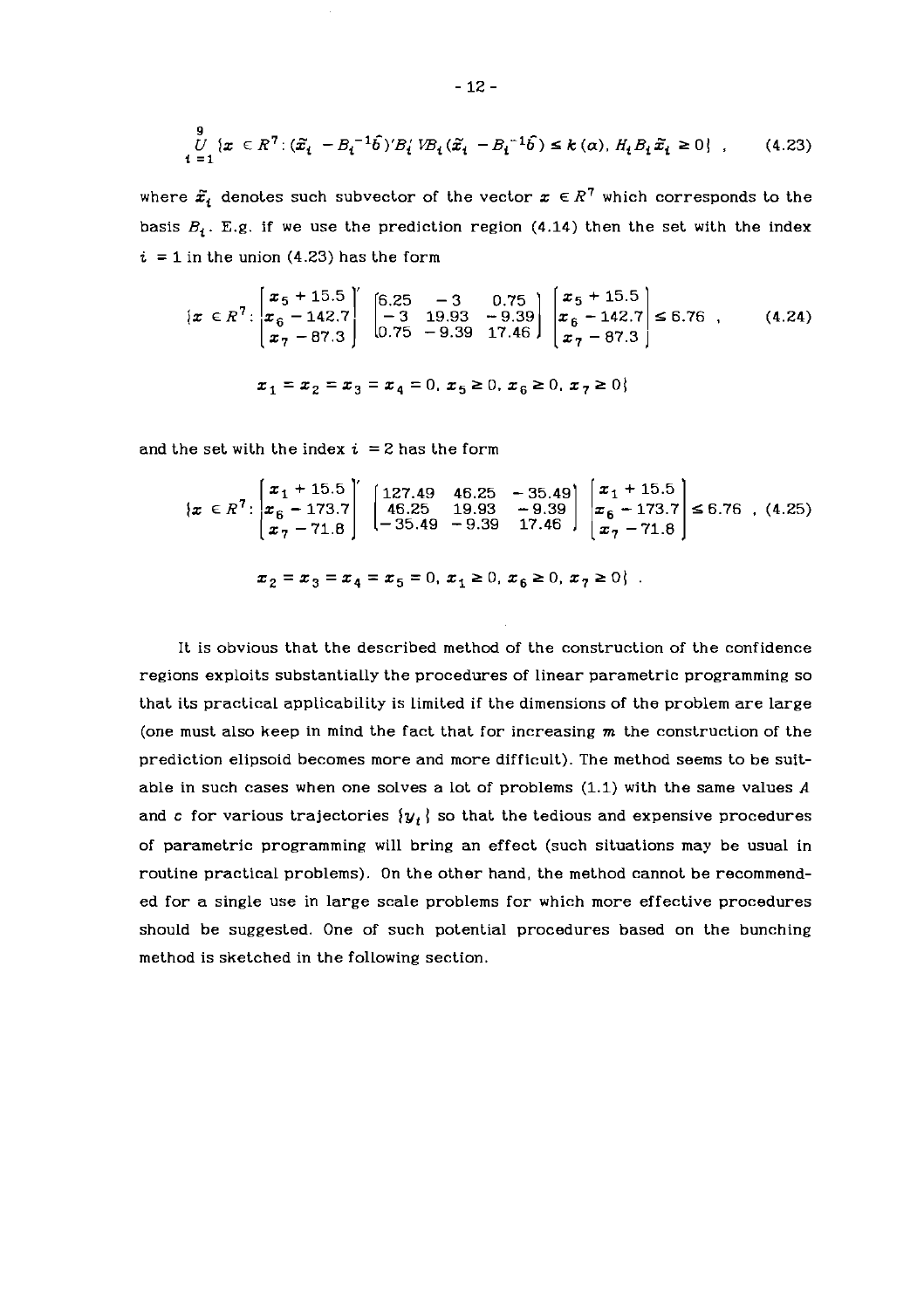$$\bigcup_{i=1}^{9} \{x \in R^7 : (\tilde{x}_i - B_i^{-1}\hat{b})' B_i' V B_i (\tilde{x}_i - B_i^{-1}\hat{b}) \le k(\alpha),\ H_i B_i \tilde{x}_i \ge 0\} \ , \tag{4.23}$$

where $\tilde{x}_i$ denotes such subvector of the vector $x \in R^7$ which corresponds to the basis $B_i$. E.g. if we use the prediction region (4.14) then the set with the index $i = 1$ in the union (4.23) has the form

$$\{x \in R^7 : \begin{bmatrix} x_5 + 15.5 \\ x_6 - 142.7 \\ x_7 - 87.3 \end{bmatrix}' \begin{bmatrix} 6.25 & -3 & 0.75 \\ -3 & 19.93 & -9.39 \\ 0.75 & -9.39 & 17.46 \end{bmatrix} \begin{bmatrix} x_5 + 15.5 \\ x_6 - 142.7 \\ x_7 - 87.3 \end{bmatrix} \le 6.76 \ , \tag{4.24}$$

$$x_1 = x_2 = x_3 = x_4 = 0,\ x_5 \ge 0,\ x_6 \ge 0,\ x_7 \ge 0\}$$

and the set with the index $i = 2$ has the form

$$\{x \in R^7 : \begin{bmatrix} x_1 + 15.5 \\ x_6 - 173.7 \\ x_7 - 71.8 \end{bmatrix}' \begin{bmatrix} 127.49 & 46.25 & -35.49 \\ 46.25 & 19.93 & -9.39 \\ -35.49 & -9.39 & 17.46 \end{bmatrix} \begin{bmatrix} x_1 + 15.5 \\ x_6 - 173.7 \\ x_7 - 71.8 \end{bmatrix} \le 6.76 \ , \tag{4.25}$$

$$x_2 = x_3 = x_4 = x_5 = 0,\ x_1 \ge 0,\ x_6 \ge 0,\ x_7 \ge 0\} \ .$$

It is obvious that the described method of the construction of the confidence regions exploits substantially the procedures of linear parametric programming so that its practical applicability is limited if the dimensions of the problem are large (one must also keep in mind the fact that for increasing $m$ the construction of the prediction elipsoid becomes more and more difficult). The method seems to be suitable in such cases when one solves a lot of problems (1.1) with the same values $A$ and $c$ for various trajectories $\{y_t\}$ so that the tedious and expensive procedures of parametric programming will bring an effect (such situations may be usual in routine practical problems). On the other hand, the method cannot be recommended for a single use in large scale problems for which more effective procedures should be suggested. One of such potential procedures based on the bunching method is sketched in the following section.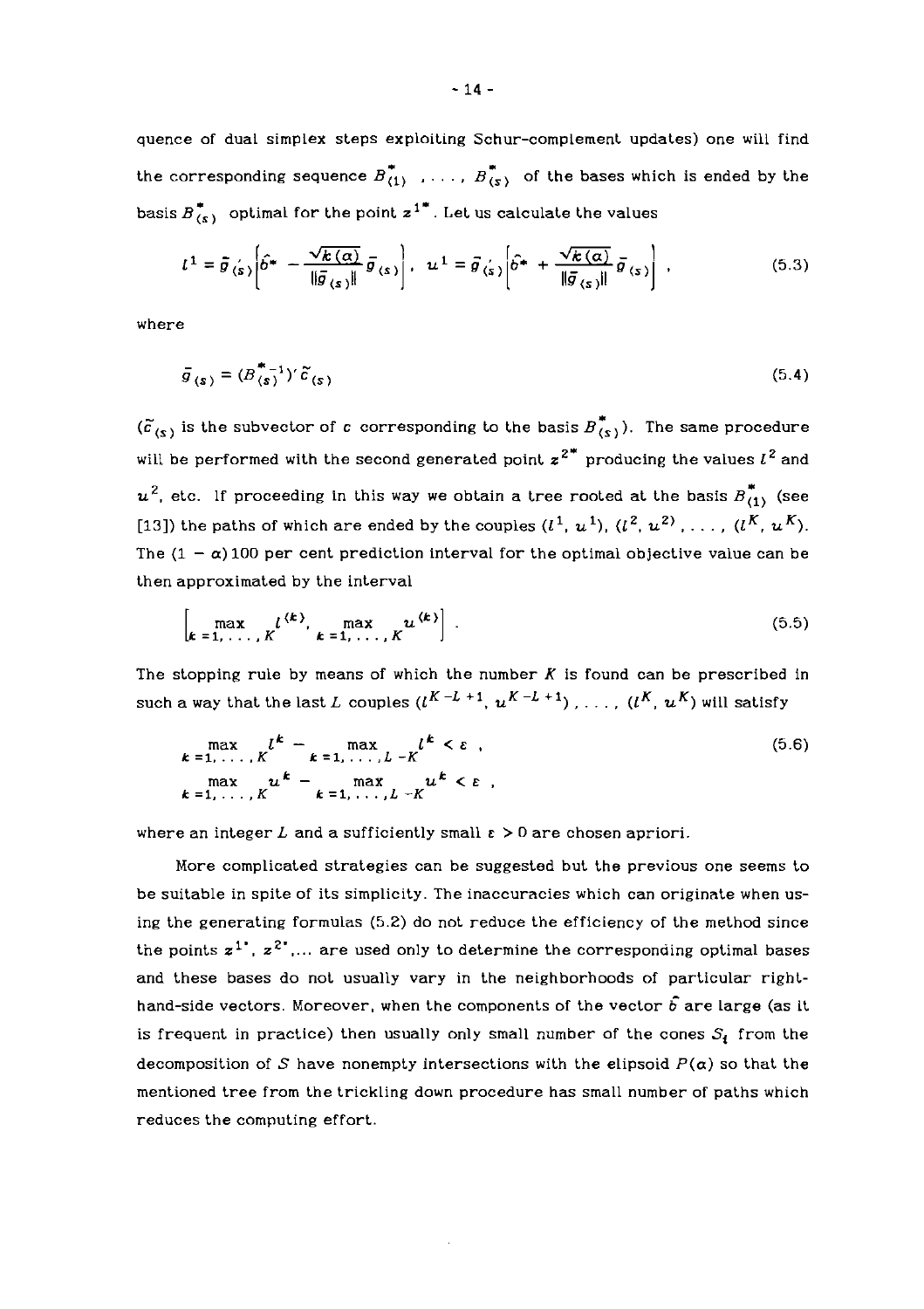quence of dual simplex steps exploiting Schur-complement updates) one will find the corresponding sequence $B^*_{(1)}, \ldots, B^*_{(s)}$ of the bases which is ended by the basis $B^*_{(s)}$ optimal for the point $z^{1*}$. Let us calculate the values

$$l^1 = \bar{g}'_{(s)}\left[\hat{b}^* - \frac{\sqrt{k(\alpha)}}{\|\bar{g}_{(s)}\|}\bar{g}_{(s)}\right], \quad u^1 = \bar{g}'_{(s)}\left[\hat{b}^* + \frac{\sqrt{k(\alpha)}}{\|\bar{g}_{(s)}\|}\bar{g}_{(s)}\right], \tag{5.3}$$

where

$$\bar{g}_{(s)} = (B^{*-1}_{(s)})'\tilde{c}_{(s)} \tag{5.4}$$

($\tilde{c}_{(s)}$ is the subvector of $c$ corresponding to the basis $B^*_{(s)}$). The same procedure will be performed with the second generated point $z^{2*}$ producing the values $l^2$ and $u^2$, etc. If proceeding in this way we obtain a tree rooted at the basis $B^*_{(1)}$ (see [13]) the paths of which are ended by the couples $(l^1, u^1)$, $(l^2, u^2)$, ..., $(l^K, u^K)$. The $(1-\alpha)100$ per cent prediction interval for the optimal objective value can be then approximated by the interval

$$\left[\max_{k=1,\ldots,K} l^{(k)}, \max_{k=1,\ldots,K} u^{(k)}\right]. \tag{5.5}$$

The stopping rule by means of which the number $K$ is found can be prescribed in such a way that the last $L$ couples $(l^{K-L+1}, u^{K-L+1})$, ..., $(l^K, u^K)$ will satisfy

$$\begin{aligned}
&\max_{k=1,\ldots,K} l^k - \max_{k=1,\ldots,L-K} l^k < \varepsilon, \\
&\max_{k=1,\ldots,K} u^k - \max_{k=1,\ldots,L-K} u^k < \varepsilon,
\end{aligned} \tag{5.6}$$

where an integer $L$ and a sufficiently small $\varepsilon > 0$ are chosen apriori.

More complicated strategies can be suggested but the previous one seems to be suitable in spite of its simplicity. The inaccuracies which can originate when using the generating formulas (5.2) do not reduce the efficiency of the method since the points $z^{1*}, z^{2*}, \ldots$ are used only to determine the corresponding optimal bases and these bases do not usually vary in the neighborhoods of particular right-hand-side vectors. Moreover, when the components of the vector $\hat{b}$ are large (as it is frequent in practice) then usually only small number of the cones $S_i$ from the decomposition of $S$ have nonempty intersections with the elipsoid $P(\alpha)$ so that the mentioned tree from the trickling down procedure has small number of paths which reduces the computing effort.